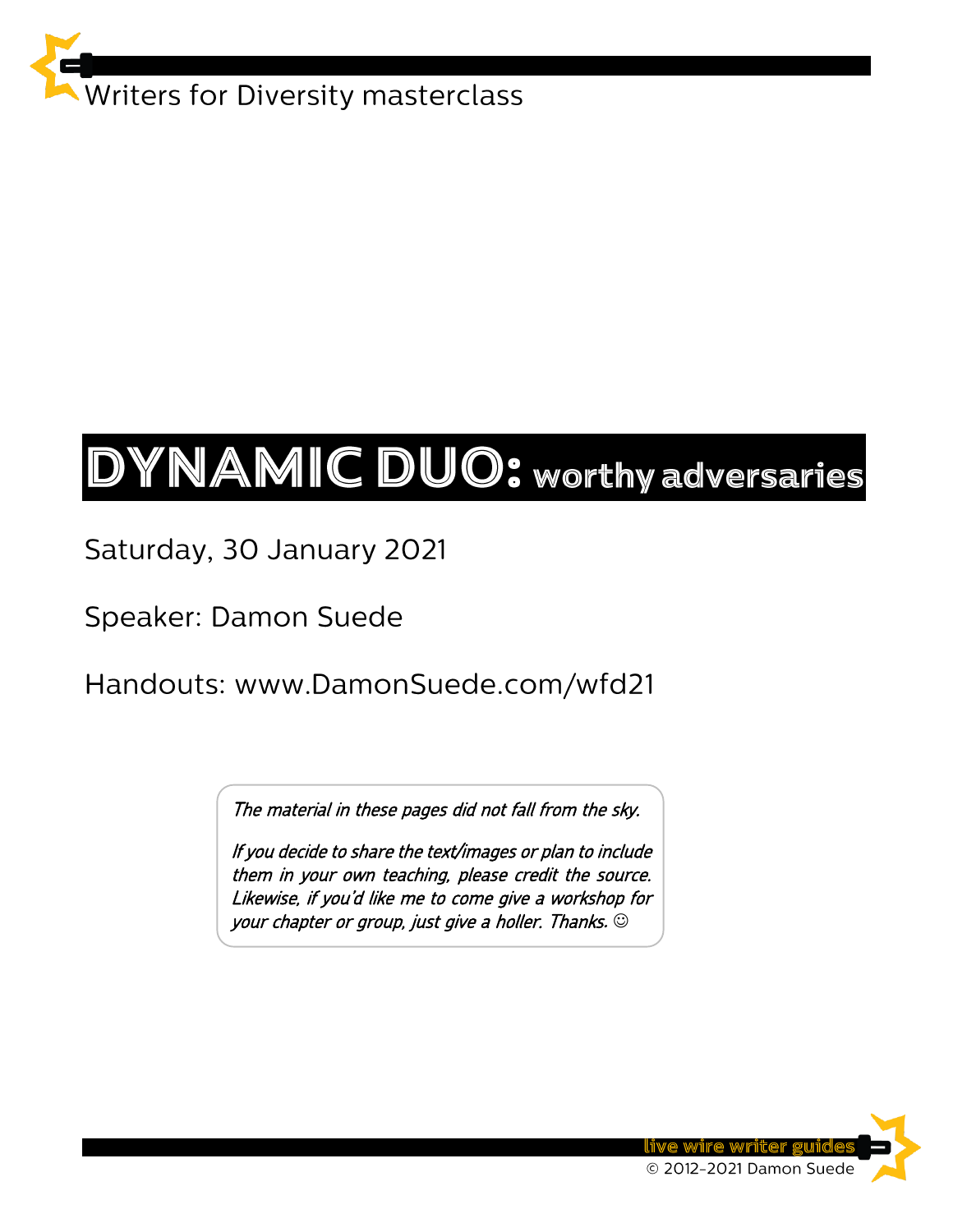Writers for Diversity masterclass

# DYNAMIC DUO: worthy adversaries

Saturday, 30 January 2021

Speaker: Damon Suede

Handouts: www.DamonSuede.com/wfd21

*The material in these pages did not fall from the sky.*

*If you decide to share the text/images or plan to include them in your own teaching, please credit the source. Likewise, if you'd like me to come give a workshop for your chapter or group, just give a holler. Thanks.* ☺

live wire writer guides
© 2012-2021 Damon Suede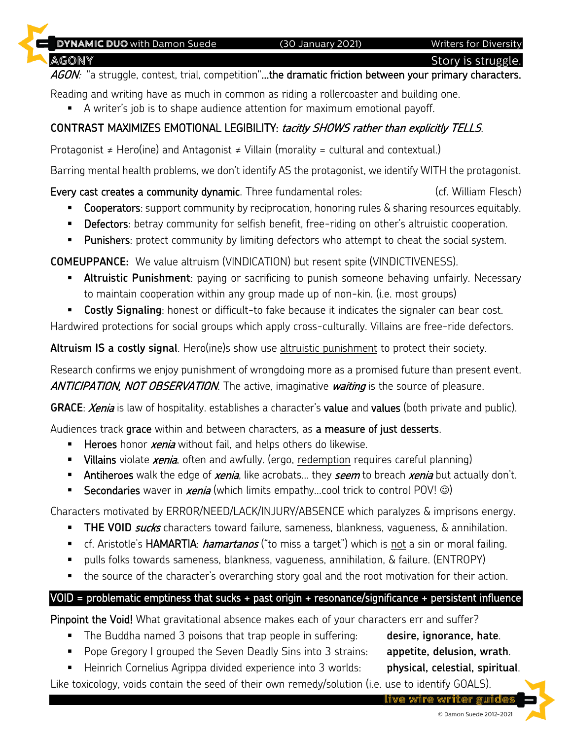## AGONY

**Story is struggle.**

*AGON:* "a struggle, contest, trial, competition"**…the dramatic friction between your primary characters.**

Reading and writing have as much in common as riding a rollercoaster and building one.

- A writer's job is to shape audience attention for maximum emotional payoff.

**CONTRAST MAXIMIZES EMOTIONAL LEGIBILITY:** *tacitly SHOWS rather than explicitly TELLS.*

Protagonist ≠ Hero(ine) and Antagonist ≠ Villain (morality = cultural and contextual.)

Barring mental health problems, we don't identify AS the protagonist, we identify WITH the protagonist.

**Every cast creates a community dynamic**. Three fundamental roles: (cf. William Flesch)

- **Cooperators**: support community by reciprocation, honoring rules & sharing resources equitably.
- **Defectors**: betray community for selfish benefit, free-riding on other's altruistic cooperation.
- **Punishers**: protect community by limiting defectors who attempt to cheat the social system.

**COMEUPPANCE:** We value altruism (VINDICATION) but resent spite (VINDICTIVENESS).

- **Altruistic Punishment**: paying or sacrificing to punish someone behaving unfairly. Necessary to maintain cooperation within any group made up of non-kin. (i.e. most groups)
- **Costly Signaling**: honest or difficult-to fake because it indicates the signaler can bear cost.

Hardwired protections for social groups which apply cross-culturally. Villains are free-ride defectors.

**Altruism IS a costly signal**. Hero(ine)s show use altruistic punishment to protect their society.

Research confirms we enjoy punishment of wrongdoing more as a promised future than present event. *ANTICIPATION, NOT OBSERVATION*. The active, imaginative ***waiting*** is the source of pleasure.

**GRACE**: *Xenia* is law of hospitality. establishes a character's **value** and **values** (both private and public).

Audiences track **grace** within and between characters, as **a measure of just desserts**.

- **Heroes** honor ***xenia*** without fail, and helps others do likewise.
- **Villains** violate ***xenia***, often and awfully. (ergo, redemption requires careful planning)
- **Antiheroes** walk the edge of ***xenia***, like acrobats… they ***seem*** to breach ***xenia*** but actually don't.
- **Secondaries** waver in ***xenia*** (which limits empathy…cool trick to control POV! ☺)

Characters motivated by ERROR/NEED/LACK/INJURY/ABSENCE which paralyzes & imprisons energy.

- **THE VOID** ***sucks*** characters toward failure, sameness, blankness, vagueness, & annihilation.
- cf. Aristotle's **HAMARTIA**: ***hamartanos*** ("to miss a target") which is not a sin or moral failing.
- pulls folks towards sameness, blankness, vagueness, annihilation, & failure. (ENTROPY)
- the source of the character's overarching story goal and the root motivation for their action.

**VOID = problematic emptiness that sucks + past origin + resonance/significance + persistent influence**

**Pinpoint the Void!** What gravitational absence makes each of your characters err and suffer?

- The Buddha named 3 poisons that trap people in suffering: **desire, ignorance, hate**.
- Pope Gregory I grouped the Seven Deadly Sins into 3 strains: **appetite, delusion, wrath**.
- Heinrich Cornelius Agrippa divided experience into 3 worlds: **physical, celestial, spiritual**.

Like toxicology, voids contain the seed of their own remedy/solution (i.e. use to identify GOALS).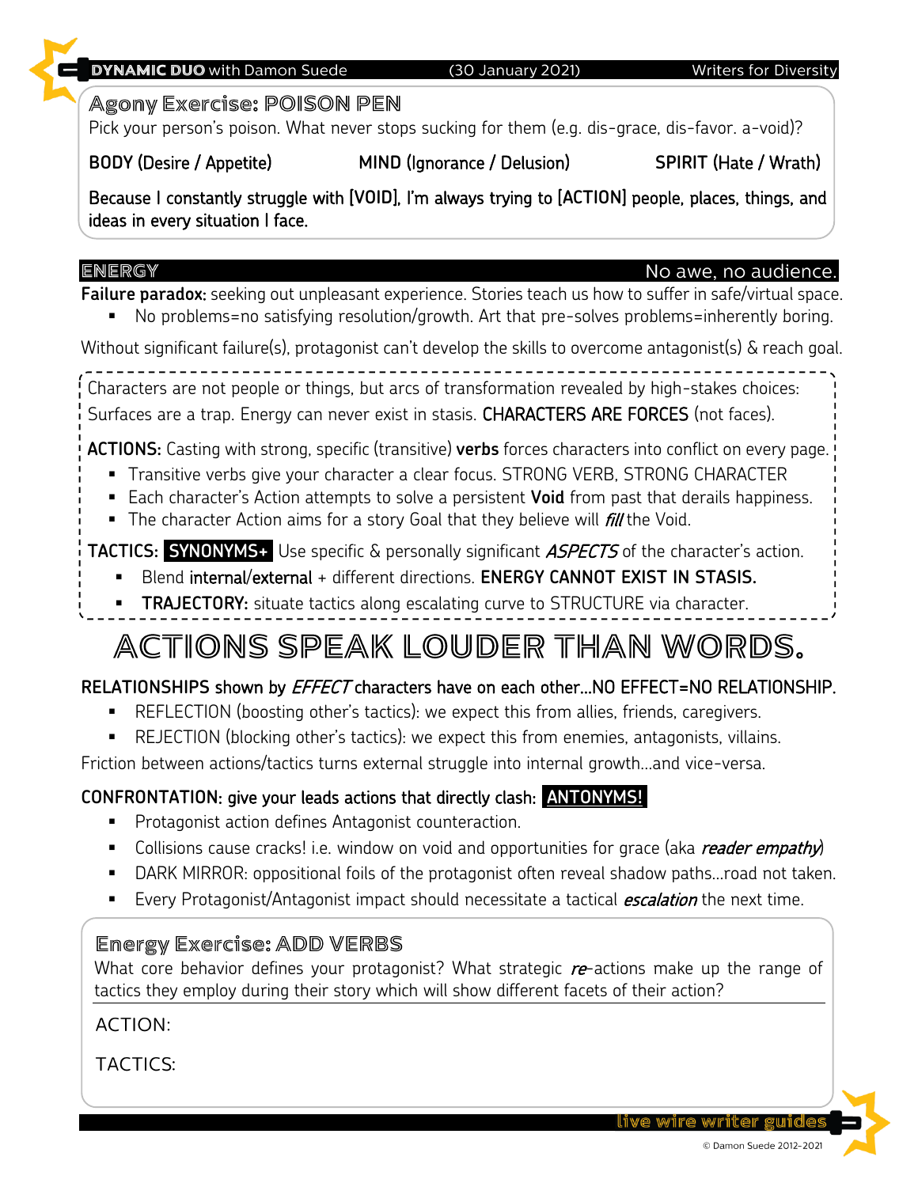## Agony Exercise: POISON PEN

Pick your person's poison. What never stops sucking for them (e.g. dis-grace, dis-favor. a-void)?

**BODY** (Desire / Appetite) **MIND** (Ignorance / Delusion) **SPIRIT** (Hate / Wrath)

Because I constantly struggle with [VOID], I'm always trying to [ACTION] people, places, things, and ideas in every situation I face.

## ENERGY

No awe, no audience.

**Failure paradox:** seeking out unpleasant experience. Stories teach us how to suffer in safe/virtual space.

- No problems=no satisfying resolution/growth. Art that pre-solves problems=inherently boring.

Without significant failure(s), protagonist can't develop the skills to overcome antagonist(s) & reach goal.

Characters are not people or things, but arcs of transformation revealed by high-stakes choices: Surfaces are a trap. Energy can never exist in stasis. CHARACTERS ARE FORCES (not faces).

**ACTIONS:** Casting with strong, specific (transitive) **verbs** forces characters into conflict on every page.

- Transitive verbs give your character a clear focus. STRONG VERB, STRONG CHARACTER
- Each character's Action attempts to solve a persistent **Void** from past that derails happiness.
- The character Action aims for a story Goal that they believe will *fill* the Void.

**TACTICS: SYNONYMS+** Use specific & personally significant *ASPECTS* of the character's action.

- Blend internal/external + different directions. **ENERGY CANNOT EXIST IN STASIS.**
- **TRAJECTORY:** situate tactics along escalating curve to STRUCTURE via character.

# ACTIONS SPEAK LOUDER THAN WORDS.

**RELATIONSHIPS shown by *EFFECT* characters have on each other…NO EFFECT=NO RELATIONSHIP.**

- REFLECTION (boosting other's tactics): we expect this from allies, friends, caregivers.
- REJECTION (blocking other's tactics): we expect this from enemies, antagonists, villains.

Friction between actions/tactics turns external struggle into internal growth…and vice-versa.

**CONFRONTATION: give your leads actions that directly clash: ANTONYMS!**

- Protagonist action defines Antagonist counteraction.
- Collisions cause cracks! i.e. window on void and opportunities for grace (aka *reader empathy*)
- DARK MIRROR: oppositional foils of the protagonist often reveal shadow paths…road not taken.
- Every Protagonist/Antagonist impact should necessitate a tactical *escalation* the next time.

## Energy Exercise: ADD VERBS

What core behavior defines your protagonist? What strategic *re*-actions make up the range of tactics they employ during their story which will show different facets of their action?

ACTION:

TACTICS: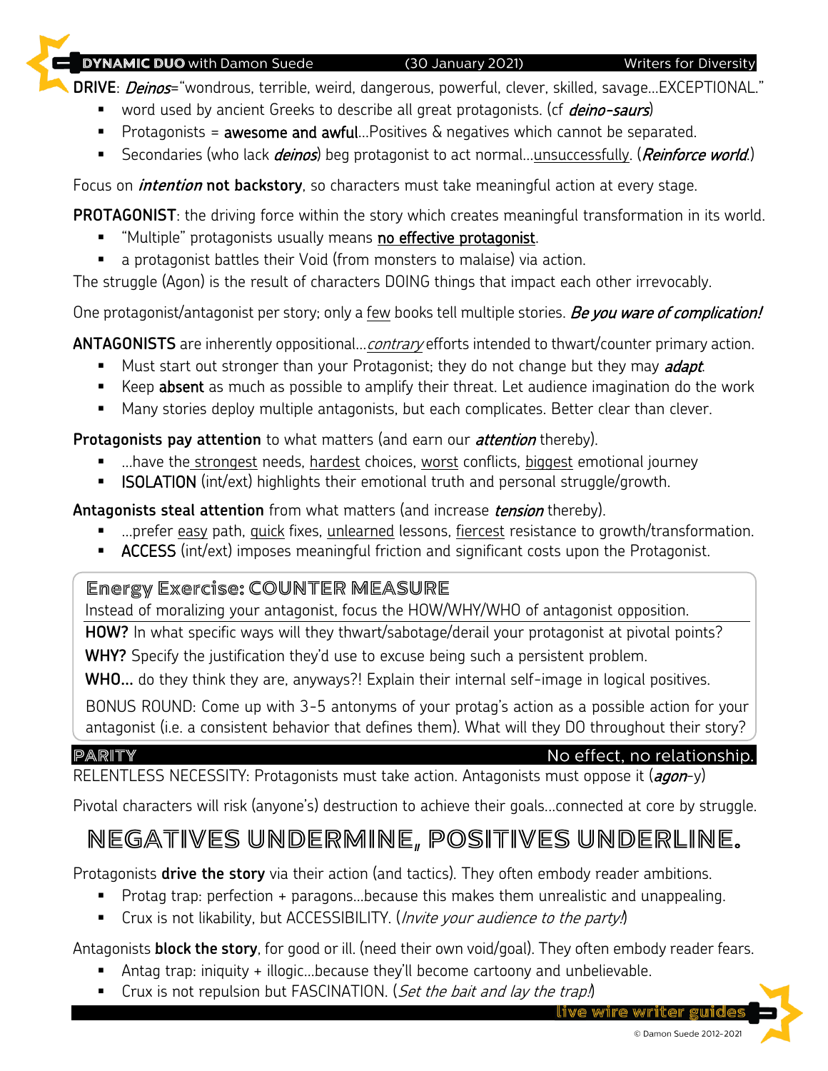**DRIVE**: *Deinos*="wondrous, terrible, weird, dangerous, powerful, clever, skilled, savage…EXCEPTIONAL."

- word used by ancient Greeks to describe all great protagonists. (cf *deino-saurs*)
- Protagonists = **awesome and awful**…Positives & negatives which cannot be separated.
- Secondaries (who lack *deinos*) beg protagonist to act normal…unsuccessfully. (*Reinforce world*.)

Focus on ***intention* not backstory**, so characters must take meaningful action at every stage.

**PROTAGONIST**: the driving force within the story which creates meaningful transformation in its world.

- "Multiple" protagonists usually means **no effective protagonist**.
- a protagonist battles their Void (from monsters to malaise) via action.

The struggle (Agon) is the result of characters DOING things that impact each other irrevocably.

One protagonist/antagonist per story; only a few books tell multiple stories. *Be you ware of complication!*

**ANTAGONISTS** are inherently oppositional…*contrary* efforts intended to thwart/counter primary action.

- Must start out stronger than your Protagonist; they do not change but they may *adapt*.
- Keep **absent** as much as possible to amplify their threat. Let audience imagination do the work
- Many stories deploy multiple antagonists, but each complicates. Better clear than clever.

**Protagonists pay attention** to what matters (and earn our *attention* thereby).

- …have the strongest needs, hardest choices, worst conflicts, biggest emotional journey
- ISOLATION (int/ext) highlights their emotional truth and personal struggle/growth.

**Antagonists steal attention** from what matters (and increase *tension* thereby).

- …prefer easy path, quick fixes, unlearned lessons, fiercest resistance to growth/transformation.
- ACCESS (int/ext) imposes meaningful friction and significant costs upon the Protagonist.

### Energy Exercise: COUNTER MEASURE

Instead of moralizing your antagonist, focus the HOW/WHY/WHO of antagonist opposition.

**HOW?** In what specific ways will they thwart/sabotage/derail your protagonist at pivotal points?

**WHY?** Specify the justification they'd use to excuse being such a persistent problem.

**WHO…** do they think they are, anyways?! Explain their internal self-image in logical positives.

BONUS ROUND: Come up with 3-5 antonyms of your protag's action as a possible action for your antagonist (i.e. a consistent behavior that defines them). What will they DO throughout their story?

## PARITY — No effect, no relationship.

RELENTLESS NECESSITY: Protagonists must take action. Antagonists must oppose it (*agon*-y)

Pivotal characters will risk (anyone's) destruction to achieve their goals…connected at core by struggle.

# NEGATIVES UNDERMINE, POSITIVES UNDERLINE.

Protagonists **drive the story** via their action (and tactics). They often embody reader ambitions.

- Protag trap: perfection + paragons…because this makes them unrealistic and unappealing.
- Crux is not likability, but ACCESSIBILITY. (*Invite your audience to the party!*)

Antagonists **block the story**, for good or ill. (need their own void/goal). They often embody reader fears.

- Antag trap: iniquity + illogic…because they'll become cartoony and unbelievable.
- Crux is not repulsion but FASCINATION. (*Set the bait and lay the trap!*)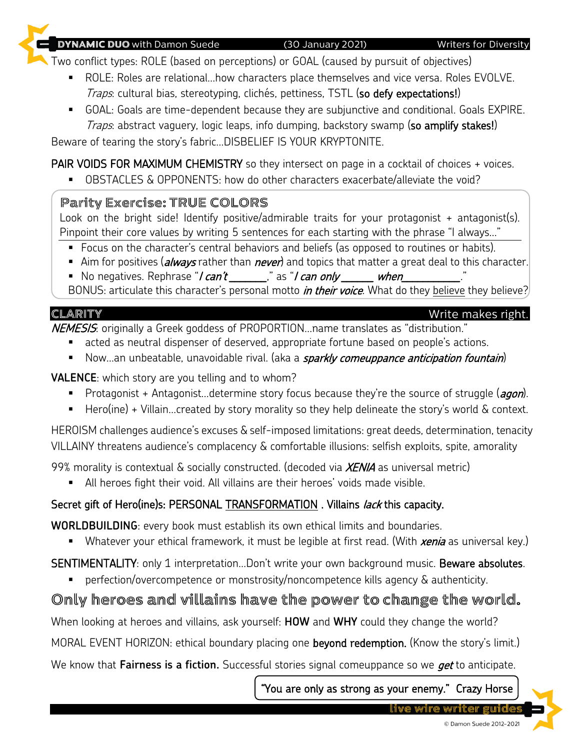**DYNAMIC DUO** with Damon Suede (30 January 2021) Writers for Diversity

Two conflict types: ROLE (based on perceptions) or GOAL (caused by pursuit of objectives)

- ROLE: Roles are relational…how characters place themselves and vice versa. Roles EVOLVE. *Traps*: cultural bias, stereotyping, clichés, pettiness, TSTL (**so defy expectations!**)
- GOAL: Goals are time-dependent because they are subjunctive and conditional. Goals EXPIRE. *Traps*: abstract vaguery, logic leaps, info dumping, backstory swamp (**so amplify stakes!**)

Beware of tearing the story's fabric…DISBELIEF IS YOUR KRYPTONITE.

**PAIR VOIDS FOR MAXIMUM CHEMISTRY** so they intersect on page in a cocktail of choices + voices.

- OBSTACLES & OPPONENTS: how do other characters exacerbate/alleviate the void?

### Parity Exercise: TRUE COLORS

Look on the bright side! Identify positive/admirable traits for your protagonist + antagonist(s). Pinpoint their core values by writing 5 sentences for each starting with the phrase "I always…"

- Focus on the character's central behaviors and beliefs (as opposed to routines or habits).
- Aim for positives (***always*** rather than ***never***) and topics that matter a great deal to this character.
- No negatives. Rephrase "*I can't* _______," as "*I can only* ______ *when*___________."

BONUS: articulate this character's personal motto *in their voice*. What do they believe they believe?

## CLARITY — Write makes right.

***NEMESIS***: originally a Greek goddess of PROPORTION…name translates as "distribution."

- acted as neutral dispenser of deserved, appropriate fortune based on people's actions.
- Now…an unbeatable, unavoidable rival. (aka a *sparkly comeuppance anticipation fountain*)

**VALENCE**: which story are you telling and to whom?

- Protagonist + Antagonist…determine story focus because they're the source of struggle (*agon*).
- Hero(ine) + Villain…created by story morality so they help delineate the story's world & context.

HEROISM challenges audience's excuses & self-imposed limitations: great deeds, determination, tenacity
VILLAINY threatens audience's complacency & comfortable illusions: selfish exploits, spite, amorality

99% morality is contextual & socially constructed. (decoded via ***XENIA*** as universal metric)

- All heroes fight their void. All villains are their heroes' voids made visible.

**Secret gift of Hero(ine)s: PERSONAL TRANSFORMATION. Villains *lack* this capacity.**

**WORLDBUILDING**: every book must establish its own ethical limits and boundaries.

- Whatever your ethical framework, it must be legible at first read. (With ***xenia*** as universal key.)

**SENTIMENTALITY**: only 1 interpretation…Don't write your own background music. **Beware absolutes**.

- perfection/overcompetence or monstrosity/noncompetence kills agency & authenticity.

## Only heroes and villains have the power to change the world.

When looking at heroes and villains, ask yourself: **HOW** and **WHY** could they change the world?

MORAL EVENT HORIZON: ethical boundary placing one **beyond redemption.** (Know the story's limit.)

We know that **Fairness is a fiction.** Successful stories signal comeuppance so we ***get*** to anticipate.

"You are only as strong as your enemy." Crazy Horse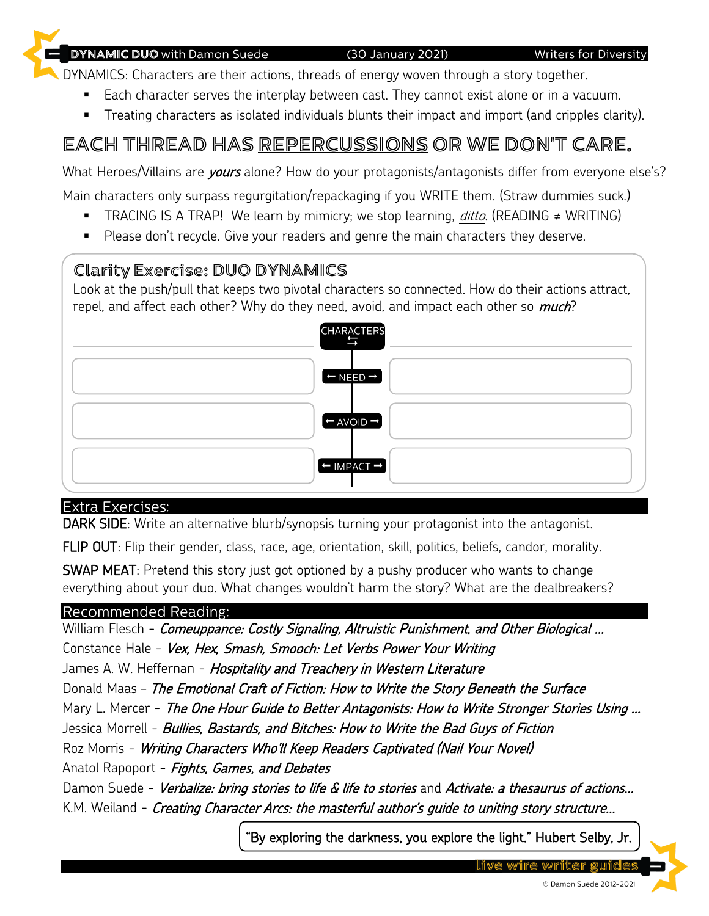DYNAMICS: Characters are their actions, threads of energy woven through a story together.

- Each character serves the interplay between cast. They cannot exist alone or in a vacuum.
- Treating characters as isolated individuals blunts their impact and import (and cripples clarity).

## EACH THREAD HAS REPERCUSSIONS OR WE DON'T CARE.

What Heroes/Villains are *yours* alone? How do your protagonists/antagonists differ from everyone else's?

Main characters only surpass regurgitation/repackaging if you WRITE them. (Straw dummies suck.)

- TRACING IS A TRAP! We learn by mimicry; we stop learning, *ditto*. (READING ≠ WRITING)
- Please don't recycle. Give your readers and genre the main characters they deserve.

### Clarity Exercise: DUO DYNAMICS

Look at the push/pull that keeps two pivotal characters so connected. How do their actions attract, repel, and affect each other? Why do they need, avoid, and impact each other so *much*?

| | CHARACTERS ⇆ | |
|---|---|---|
| | ← NEED → | |
| | ← AVOID → | |
| | ← IMPACT → | |

### Extra Exercises:

**DARK SIDE**: Write an alternative blurb/synopsis turning your protagonist into the antagonist.

**FLIP OUT**: Flip their gender, class, race, age, orientation, skill, politics, beliefs, candor, morality.

**SWAP MEAT**: Pretend this story just got optioned by a pushy producer who wants to change everything about your duo. What changes wouldn't harm the story? What are the dealbreakers?

### Recommended Reading:

William Flesch - *Comeuppance: Costly Signaling, Altruistic Punishment, and Other Biological ...*
Constance Hale - *Vex, Hex, Smash, Smooch: Let Verbs Power Your Writing*
James A. W. Heffernan - *Hospitality and Treachery in Western Literature*
Donald Maass – *The Emotional Craft of Fiction: How to Write the Story Beneath the Surface*
Mary L. Mercer - *The One Hour Guide to Better Antagonists: How to Write Stronger Stories Using ...*
Jessica Morrell - *Bullies, Bastards, and Bitches: How to Write the Bad Guys of Fiction*
Roz Morris - *Writing Characters Who'll Keep Readers Captivated (Nail Your Novel)*
Anatol Rapoport - *Fights, Games, and Debates*
Damon Suede - *Verbalize: bring stories to life & life to stories* and *Activate: a thesaurus of actions...*
K.M. Weiland - *Creating Character Arcs: the masterful author's guide to uniting story structure...*

"By exploring the darkness, you explore the light." Hubert Selby, Jr.